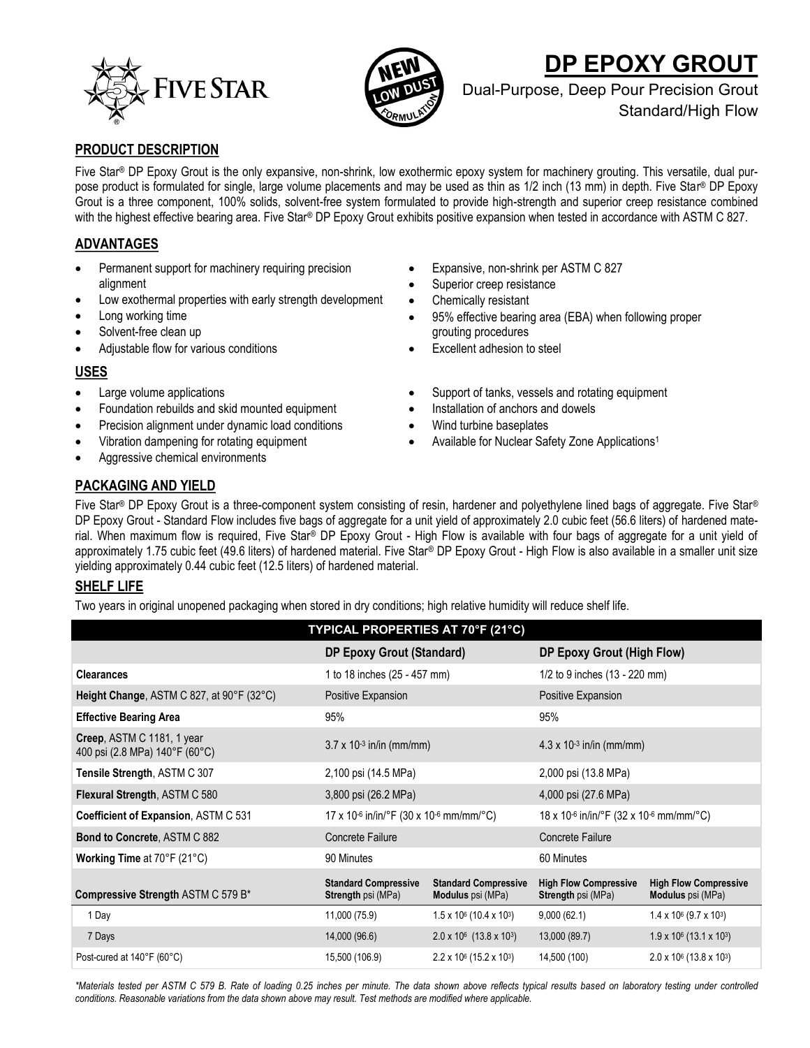# DP EPOXY GROUT

Dual-Purpose, Deep Pour Precision Grout
Standard/High Flow

## PRODUCT DESCRIPTION

Five Star® DP Epoxy Grout is the only expansive, non-shrink, low exothermic epoxy system for machinery grouting. This versatile, dual purpose product is formulated for single, large volume placements and may be used as thin as 1/2 inch (13 mm) in depth. Five Star® DP Epoxy Grout is a three component, 100% solids, solvent-free system formulated to provide high-strength and superior creep resistance combined with the highest effective bearing area. Five Star® DP Epoxy Grout exhibits positive expansion when tested in accordance with ASTM C 827.

## ADVANTAGES

- Permanent support for machinery requiring precision alignment
- Low exothermal properties with early strength development
- Long working time
- Solvent-free clean up
- Adjustable flow for various conditions
- Expansive, non-shrink per ASTM C 827
- Superior creep resistance
- Chemically resistant
- 95% effective bearing area (EBA) when following proper grouting procedures
- Excellent adhesion to steel

## USES

- Large volume applications
- Foundation rebuilds and skid mounted equipment
- Precision alignment under dynamic load conditions
- Vibration dampening for rotating equipment
- Aggressive chemical environments
- Support of tanks, vessels and rotating equipment
- Installation of anchors and dowels
- Wind turbine baseplates
- Available for Nuclear Safety Zone Applications[1]

## PACKAGING AND YIELD

Five Star® DP Epoxy Grout is a three-component system consisting of resin, hardener and polyethylene lined bags of aggregate. Five Star® DP Epoxy Grout - Standard Flow includes five bags of aggregate for a unit yield of approximately 2.0 cubic feet (56.6 liters) of hardened material. When maximum flow is required, Five Star® DP Epoxy Grout - High Flow is available with four bags of aggregate for a unit yield of approximately 1.75 cubic feet (49.6 liters) of hardened material. Five Star® DP Epoxy Grout - High Flow is also available in a smaller unit size yielding approximately 0.44 cubic feet (12.5 liters) of hardened material.

## SHELF LIFE

Two years in original unopened packaging when stored in dry conditions; high relative humidity will reduce shelf life.

| TYPICAL PROPERTIES AT 70°F (21°C) | | | | |
|---|---|---|---|---|
| | **DP Epoxy Grout (Standard)** | | **DP Epoxy Grout (High Flow)** | |
| **Clearances** | 1 to 18 inches (25 - 457 mm) | | 1/2 to 9 inches (13 - 220 mm) | |
| **Height Change**, ASTM C 827, at 90°F (32°C) | Positive Expansion | | Positive Expansion | |
| **Effective Bearing Area** | 95% | | 95% | |
| **Creep**, ASTM C 1181, 1 year 400 psi (2.8 MPa) 140°F (60°C) | $3.7 \times 10^{-3}$ in/in (mm/mm) | | $4.3 \times 10^{-3}$ in/in (mm/mm) | |
| **Tensile Strength**, ASTM C 307 | 2,100 psi (14.5 MPa) | | 2,000 psi (13.8 MPa) | |
| **Flexural Strength**, ASTM C 580 | 3,800 psi (26.2 MPa) | | 4,000 psi (27.6 MPa) | |
| **Coefficient of Expansion**, ASTM C 531 | $17 \times 10^{-6}$ in/in/°F ($30 \times 10^{-6}$ mm/mm/°C) | | $18 \times 10^{-6}$ in/in/°F ($32 \times 10^{-6}$ mm/mm/°C) | |
| **Bond to Concrete**, ASTM C 882 | Concrete Failure | | Concrete Failure | |
| **Working Time** at 70°F (21°C) | 90 Minutes | | 60 Minutes | |
| **Compressive Strength** ASTM C 579 B* | **Standard Compressive Strength** psi (MPa) | **Standard Compressive Modulus** psi (MPa) | **High Flow Compressive Strength** psi (MPa) | **High Flow Compressive Modulus** psi (MPa) |
| 1 Day | 11,000 (75.9) | $1.5 \times 10^{6}$ ($10.4 \times 10^{3}$) | 9,000 (62.1) | $1.4 \times 10^{6}$ ($9.7 \times 10^{3}$) |
| 7 Days | 14,000 (96.6) | $2.0 \times 10^{6}$ ($13.8 \times 10^{3}$) | 13,000 (89.7) | $1.9 \times 10^{6}$ ($13.1 \times 10^{3}$) |
| Post-cured at 140°F (60°C) | 15,500 (106.9) | $2.2 \times 10^{6}$ ($15.2 \times 10^{3}$) | 14,500 (100) | $2.0 \times 10^{6}$ ($13.8 \times 10^{3}$) |

*\*Materials tested per ASTM C 579 B. Rate of loading 0.25 inches per minute. The data shown above reflects typical results based on laboratory testing under controlled conditions. Reasonable variations from the data shown above may result. Test methods are modified where applicable.*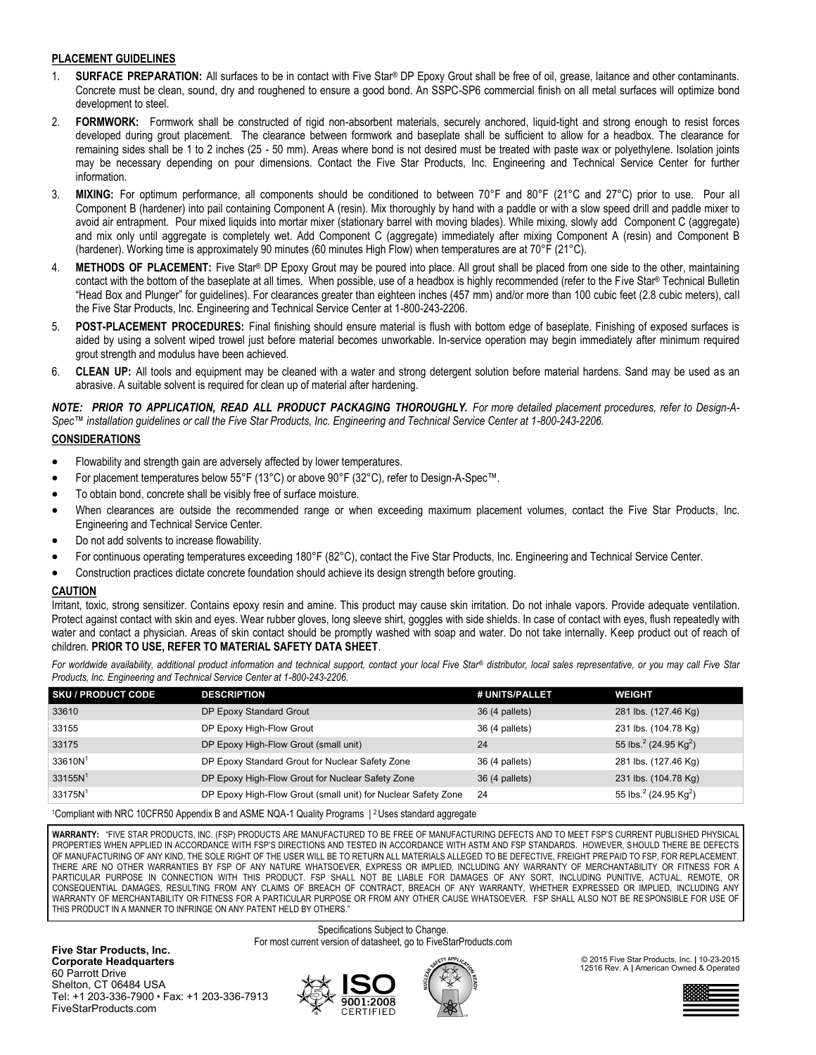## PLACEMENT GUIDELINES

1. **SURFACE PREPARATION:** All surfaces to be in contact with Five Star® DP Epoxy Grout shall be free of oil, grease, laitance and other contaminants. Concrete must be clean, sound, dry and roughened to ensure a good bond. An SSPC-SP6 commercial finish on all metal surfaces will optimize bond development to steel.
2. **FORMWORK:** Formwork shall be constructed of rigid non-absorbent materials, securely anchored, liquid-tight and strong enough to resist forces developed during grout placement. The clearance between formwork and baseplate shall be sufficient to allow for a headbox. The clearance for remaining sides shall be 1 to 2 inches (25 - 50 mm). Areas where bond is not desired must be treated with paste wax or polyethylene. Isolation joints may be necessary depending on pour dimensions. Contact the Five Star Products, Inc. Engineering and Technical Service Center for further information.
3. **MIXING:** For optimum performance, all components should be conditioned to between 70°F and 80°F (21°C and 27°C) prior to use. Pour all Component B (hardener) into pail containing Component A (resin). Mix thoroughly by hand with a paddle or with a slow speed drill and paddle mixer to avoid air entrapment. Pour mixed liquids into mortar mixer (stationary barrel with moving blades). While mixing, slowly add Component C (aggregate) and mix only until aggregate is completely wet. Add Component C (aggregate) immediately after mixing Component A (resin) and Component B (hardener). Working time is approximately 90 minutes (60 minutes High Flow) when temperatures are at 70°F (21°C).
4. **METHODS OF PLACEMENT:** Five Star® DP Epoxy Grout may be poured into place. All grout shall be placed from one side to the other, maintaining contact with the bottom of the baseplate at all times. When possible, use of a headbox is highly recommended (refer to the Five Star® Technical Bulletin "Head Box and Plunger" for guidelines). For clearances greater than eighteen inches (457 mm) and/or more than 100 cubic feet (2.8 cubic meters), call the Five Star Products, Inc. Engineering and Technical Service Center at 1-800-243-2206.
5. **POST-PLACEMENT PROCEDURES:** Final finishing should ensure material is flush with bottom edge of baseplate. Finishing of exposed surfaces is aided by using a solvent wiped trowel just before material becomes unworkable. In-service operation may begin immediately after minimum required grout strength and modulus have been achieved.
6. **CLEAN UP:** All tools and equipment may be cleaned with a water and strong detergent solution before material hardens. Sand may be used as an abrasive. A suitable solvent is required for clean up of material after hardening.

***NOTE: PRIOR TO APPLICATION, READ ALL PRODUCT PACKAGING THOROUGHLY.*** *For more detailed placement procedures, refer to Design-A-Spec™ installation guidelines or call the Five Star Products, Inc. Engineering and Technical Service Center at 1-800-243-2206.*

## CONSIDERATIONS

- Flowability and strength gain are adversely affected by lower temperatures.
- For placement temperatures below 55°F (13°C) or above 90°F (32°C), refer to Design-A-Spec™.
- To obtain bond, concrete shall be visibly free of surface moisture.
- When clearances are outside the recommended range or when exceeding maximum placement volumes, contact the Five Star Products, Inc. Engineering and Technical Service Center.
- Do not add solvents to increase flowability.
- For continuous operating temperatures exceeding 180°F (82°C), contact the Five Star Products, Inc. Engineering and Technical Service Center.
- Construction practices dictate concrete foundation should achieve its design strength before grouting.

## CAUTION

Irritant, toxic, strong sensitizer. Contains epoxy resin and amine. This product may cause skin irritation. Do not inhale vapors. Provide adequate ventilation. Protect against contact with skin and eyes. Wear rubber gloves, long sleeve shirt, goggles with side shields. In case of contact with eyes, flush repeatedly with water and contact a physician. Areas of skin contact should be promptly washed with soap and water. Do not take internally. Keep product out of reach of children. **PRIOR TO USE, REFER TO MATERIAL SAFETY DATA SHEET**.

*For worldwide availability, additional product information and technical support, contact your local Five Star® distributor, local sales representative, or you may call Five Star Products, Inc. Engineering and Technical Service Center at 1-800-243-2206.*

| SKU / PRODUCT CODE | DESCRIPTION | # UNITS/PALLET | WEIGHT |
|---|---|---|---|
| 33610 | DP Epoxy Standard Grout | 36 (4 pallets) | 281 lbs. (127.46 Kg) |
| 33155 | DP Epoxy High-Flow Grout | 36 (4 pallets) | 231 lbs. (104.78 Kg) |
| 33175 | DP Epoxy High-Flow Grout (small unit) | 24 | 55 lbs.[2] (24.95 Kg[2]) |
| 33610N[1] | DP Epoxy Standard Grout for Nuclear Safety Zone | 36 (4 pallets) | 281 lbs. (127.46 Kg) |
| 33155N[1] | DP Epoxy High-Flow Grout for Nuclear Safety Zone | 36 (4 pallets) | 231 lbs. (104.78 Kg) |
| 33175N[1] | DP Epoxy High-Flow Grout (small unit) for Nuclear Safety Zone | 24 | 55 lbs.[2] (24.95 Kg[2]) |

[1]Compliant with NRC 10CFR50 Appendix B and ASME NQA-1 Quality Programs | [2]Uses standard aggregate

**WARRANTY:** "FIVE STAR PRODUCTS, INC. (FSP) PRODUCTS ARE MANUFACTURED TO BE FREE OF MANUFACTURING DEFECTS AND TO MEET FSP'S CURRENT PUBLISHED PHYSICAL PROPERTIES WHEN APPLIED IN ACCORDANCE WITH FSP'S DIRECTIONS AND TESTED IN ACCORDANCE WITH ASTM AND FSP STANDARDS. HOWEVER, SHOULD THERE BE DEFECTS OF MANUFACTURING OF ANY KIND, THE SOLE RIGHT OF THE USER WILL BE TO RETURN ALL MATERIALS ALLEGED TO BE DEFECTIVE, FREIGHT PREPAID TO FSP, FOR REPLACEMENT. THERE ARE NO OTHER WARRANTIES BY FSP OF ANY NATURE WHATSOEVER, EXPRESS OR IMPLIED, INCLUDING ANY WARRANTY OF MERCHANTABILITY OR FITNESS FOR A PARTICULAR PURPOSE IN CONNECTION WITH THIS PRODUCT. FSP SHALL NOT BE LIABLE FOR DAMAGES OF ANY SORT, INCLUDING PUNITIVE, ACTUAL, REMOTE, OR CONSEQUENTIAL DAMAGES, RESULTING FROM ANY CLAIMS OF BREACH OF CONTRACT, BREACH OF ANY WARRANTY, WHETHER EXPRESSED OR IMPLIED, INCLUDING ANY WARRANTY OF MERCHANTABILITY OR FITNESS FOR A PARTICULAR PURPOSE OR FROM ANY OTHER CAUSE WHATSOEVER. FSP SHALL ALSO NOT BE RESPONSIBLE FOR USE OF THIS PRODUCT IN A MANNER TO INFRINGE ON ANY PATENT HELD BY OTHERS."

Specifications Subject to Change.
For most current version of datasheet, go to FiveStarProducts.com

**Five Star Products, Inc.**
**Corporate Headquarters**
60 Parrott Drive
Shelton, CT 06484 USA
Tel: +1 203-336-7900 • Fax: +1 203-336-7913
FiveStarProducts.com

ISO 9001:2008 CERTIFIED

NUCLEAR SAFETY APPLICATION READY

© 2015 Five Star Products, Inc. | 10-23-2015
12516 Rev. A | American Owned & Operated